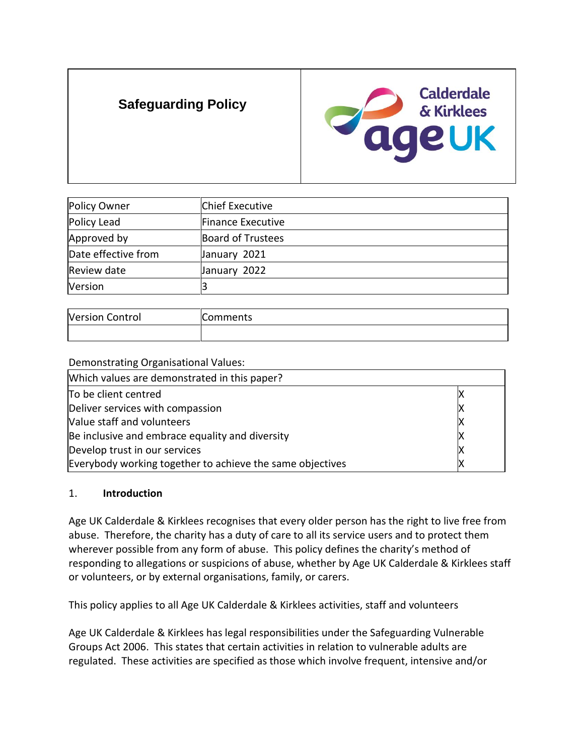# Safeguarding Policy

| Policy Owner | Chief Executive |
|---|---|
| Policy Lead | Finance Executive |
| Approved by | Board of Trustees |
| Date effective from | January 2021 |
| Review date | January 2022 |
| Version | 3 |

| Version Control | Comments |
|---|---|
| | |

Demonstrating Organisational Values:

| Which values are demonstrated in this paper? | |
|---|---|
| To be client centred | X |
| Deliver services with compassion | X |
| Value staff and volunteers | X |
| Be inclusive and embrace equality and diversity | X |
| Develop trust in our services | X |
| Everybody working together to achieve the same objectives | X |

## 1. Introduction

Age UK Calderdale & Kirklees recognises that every older person has the right to live free from abuse. Therefore, the charity has a duty of care to all its service users and to protect them wherever possible from any form of abuse. This policy defines the charity's method of responding to allegations or suspicions of abuse, whether by Age UK Calderdale & Kirklees staff or volunteers, or by external organisations, family, or carers.

This policy applies to all Age UK Calderdale & Kirklees activities, staff and volunteers

Age UK Calderdale & Kirklees has legal responsibilities under the Safeguarding Vulnerable Groups Act 2006. This states that certain activities in relation to vulnerable adults are regulated. These activities are specified as those which involve frequent, intensive and/or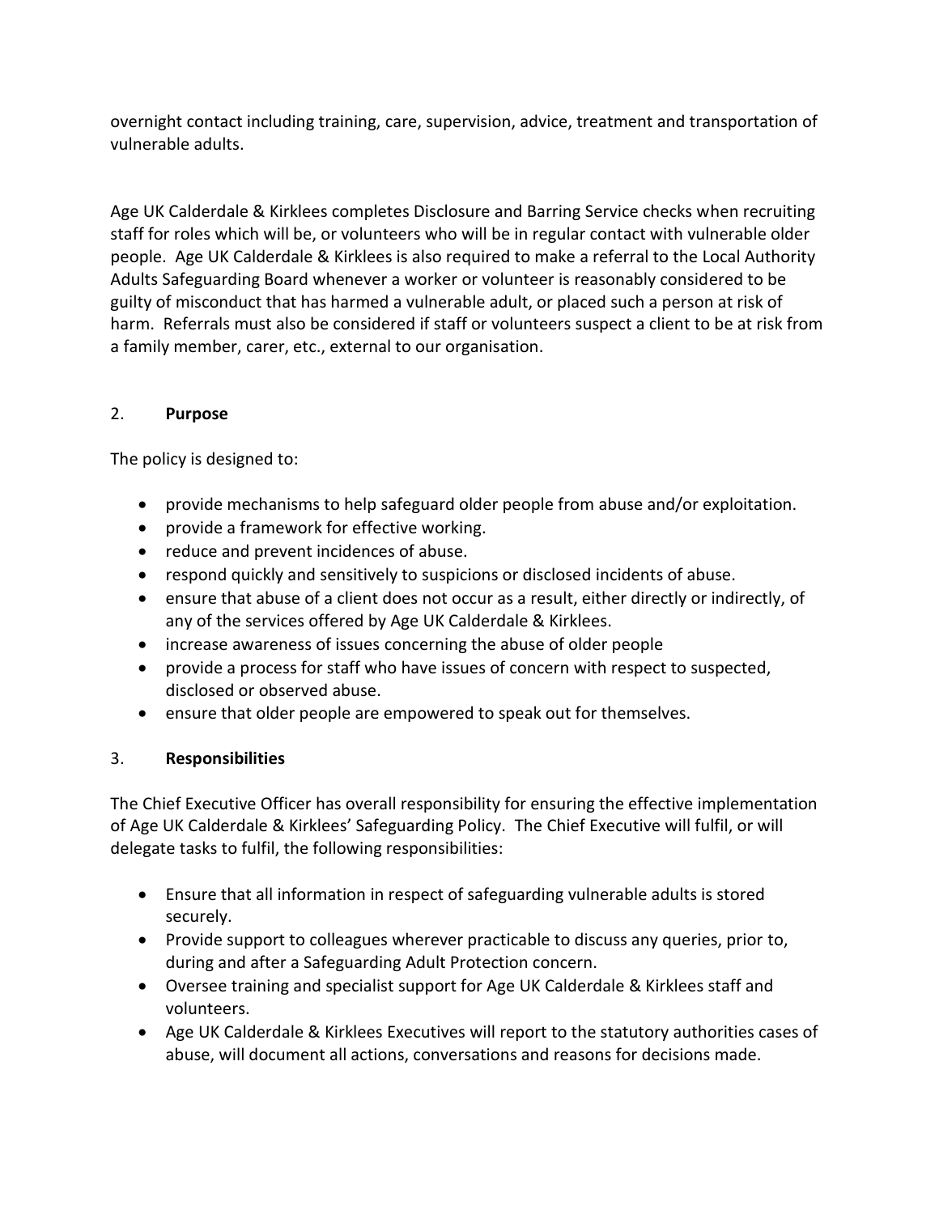overnight contact including training, care, supervision, advice, treatment and transportation of vulnerable adults.

Age UK Calderdale & Kirklees completes Disclosure and Barring Service checks when recruiting staff for roles which will be, or volunteers who will be in regular contact with vulnerable older people. Age UK Calderdale & Kirklees is also required to make a referral to the Local Authority Adults Safeguarding Board whenever a worker or volunteer is reasonably considered to be guilty of misconduct that has harmed a vulnerable adult, or placed such a person at risk of harm. Referrals must also be considered if staff or volunteers suspect a client to be at risk from a family member, carer, etc., external to our organisation.

## 2. Purpose

The policy is designed to:

- provide mechanisms to help safeguard older people from abuse and/or exploitation.
- provide a framework for effective working.
- reduce and prevent incidences of abuse.
- respond quickly and sensitively to suspicions or disclosed incidents of abuse.
- ensure that abuse of a client does not occur as a result, either directly or indirectly, of any of the services offered by Age UK Calderdale & Kirklees.
- increase awareness of issues concerning the abuse of older people
- provide a process for staff who have issues of concern with respect to suspected, disclosed or observed abuse.
- ensure that older people are empowered to speak out for themselves.

## 3. Responsibilities

The Chief Executive Officer has overall responsibility for ensuring the effective implementation of Age UK Calderdale & Kirklees' Safeguarding Policy. The Chief Executive will fulfil, or will delegate tasks to fulfil, the following responsibilities:

- Ensure that all information in respect of safeguarding vulnerable adults is stored securely.
- Provide support to colleagues wherever practicable to discuss any queries, prior to, during and after a Safeguarding Adult Protection concern.
- Oversee training and specialist support for Age UK Calderdale & Kirklees staff and volunteers.
- Age UK Calderdale & Kirklees Executives will report to the statutory authorities cases of abuse, will document all actions, conversations and reasons for decisions made.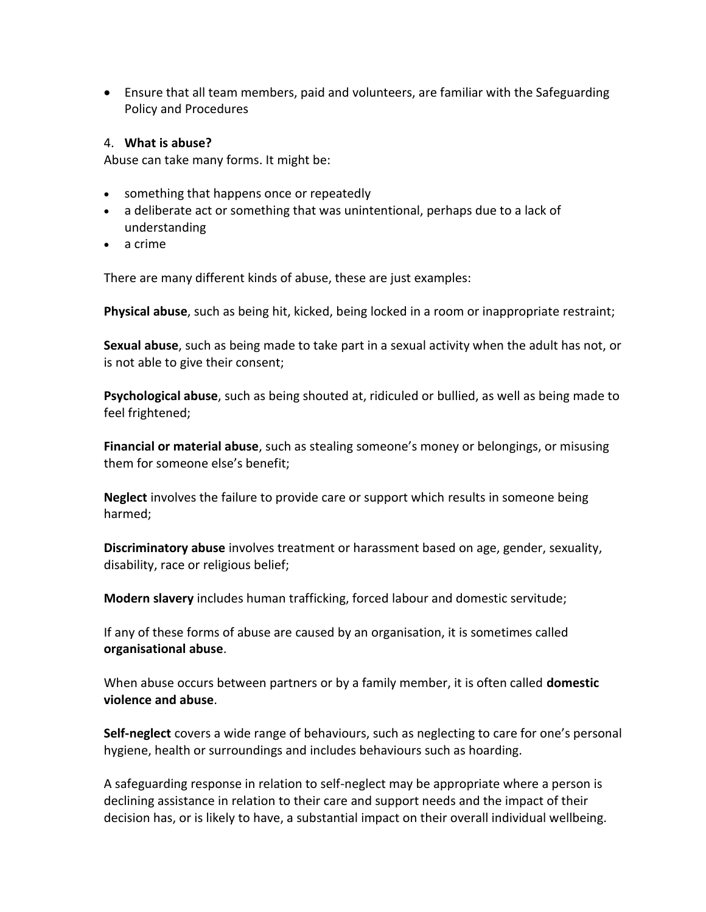- Ensure that all team members, paid and volunteers, are familiar with the Safeguarding Policy and Procedures

4. **What is abuse?**

Abuse can take many forms. It might be:

- something that happens once or repeatedly
- a deliberate act or something that was unintentional, perhaps due to a lack of understanding
- a crime

There are many different kinds of abuse, these are just examples:

**Physical abuse**, such as being hit, kicked, being locked in a room or inappropriate restraint;

**Sexual abuse**, such as being made to take part in a sexual activity when the adult has not, or is not able to give their consent;

**Psychological abuse**, such as being shouted at, ridiculed or bullied, as well as being made to feel frightened;

**Financial or material abuse**, such as stealing someone's money or belongings, or misusing them for someone else's benefit;

**Neglect** involves the failure to provide care or support which results in someone being harmed;

**Discriminatory abuse** involves treatment or harassment based on age, gender, sexuality, disability, race or religious belief;

**Modern slavery** includes human trafficking, forced labour and domestic servitude;

If any of these forms of abuse are caused by an organisation, it is sometimes called **organisational abuse**.

When abuse occurs between partners or by a family member, it is often called **domestic violence and abuse**.

**Self-neglect** covers a wide range of behaviours, such as neglecting to care for one's personal hygiene, health or surroundings and includes behaviours such as hoarding.

A safeguarding response in relation to self-neglect may be appropriate where a person is declining assistance in relation to their care and support needs and the impact of their decision has, or is likely to have, a substantial impact on their overall individual wellbeing.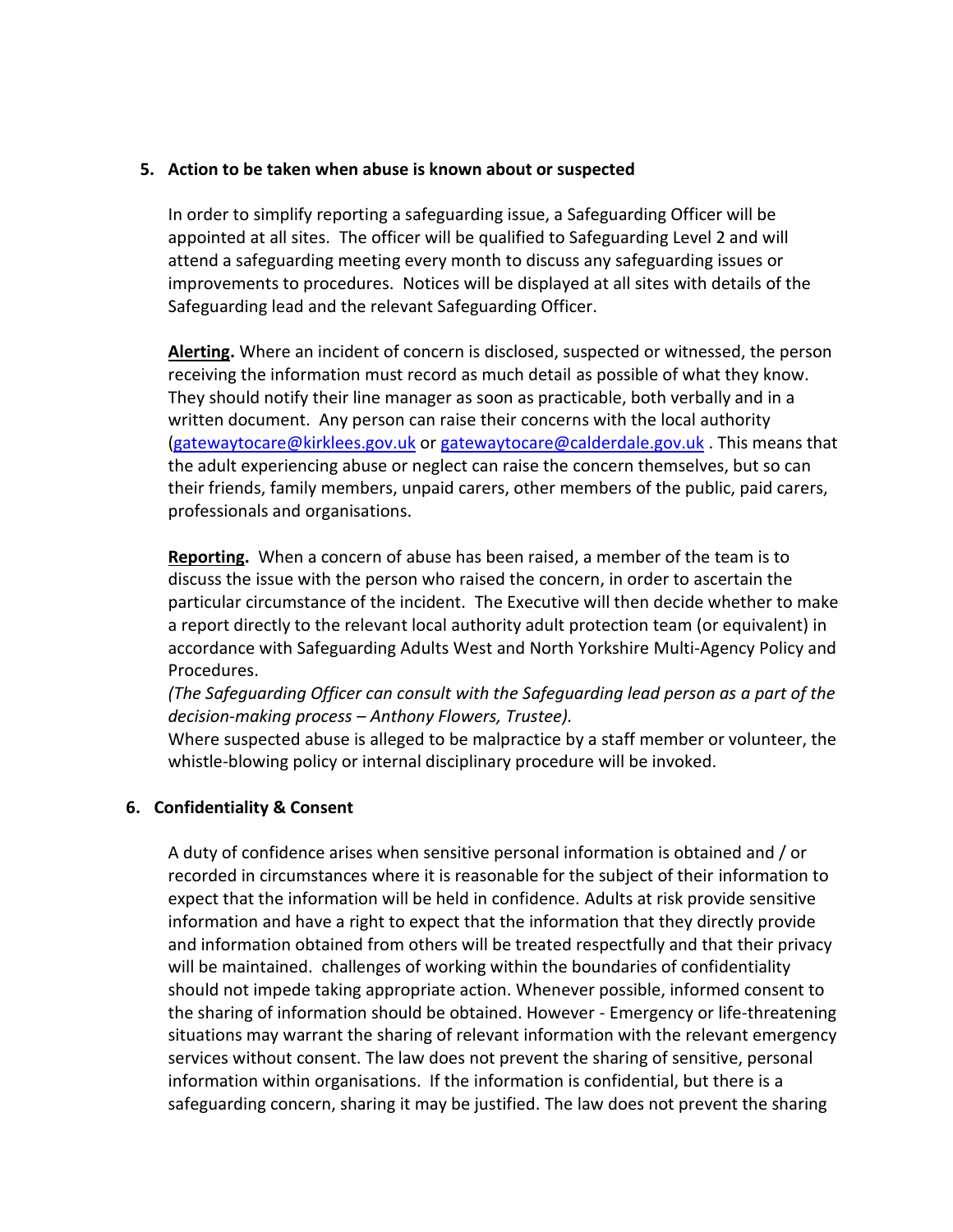## 5. Action to be taken when abuse is known about or suspected

In order to simplify reporting a safeguarding issue, a Safeguarding Officer will be appointed at all sites. The officer will be qualified to Safeguarding Level 2 and will attend a safeguarding meeting every month to discuss any safeguarding issues or improvements to procedures. Notices will be displayed at all sites with details of the Safeguarding lead and the relevant Safeguarding Officer.

**Alerting.** Where an incident of concern is disclosed, suspected or witnessed, the person receiving the information must record as much detail as possible of what they know. They should notify their line manager as soon as practicable, both verbally and in a written document. Any person can raise their concerns with the local authority (gatewaytocare@kirklees.gov.uk or gatewaytocare@calderdale.gov.uk . This means that the adult experiencing abuse or neglect can raise the concern themselves, but so can their friends, family members, unpaid carers, other members of the public, paid carers, professionals and organisations.

**Reporting.** When a concern of abuse has been raised, a member of the team is to discuss the issue with the person who raised the concern, in order to ascertain the particular circumstance of the incident. The Executive will then decide whether to make a report directly to the relevant local authority adult protection team (or equivalent) in accordance with Safeguarding Adults West and North Yorkshire Multi-Agency Policy and Procedures.
*(The Safeguarding Officer can consult with the Safeguarding lead person as a part of the decision-making process – Anthony Flowers, Trustee).*
Where suspected abuse is alleged to be malpractice by a staff member or volunteer, the whistle-blowing policy or internal disciplinary procedure will be invoked.

## 6. Confidentiality & Consent

A duty of confidence arises when sensitive personal information is obtained and / or recorded in circumstances where it is reasonable for the subject of their information to expect that the information will be held in confidence. Adults at risk provide sensitive information and have a right to expect that the information that they directly provide and information obtained from others will be treated respectfully and that their privacy will be maintained. challenges of working within the boundaries of confidentiality should not impede taking appropriate action. Whenever possible, informed consent to the sharing of information should be obtained. However - Emergency or life-threatening situations may warrant the sharing of relevant information with the relevant emergency services without consent. The law does not prevent the sharing of sensitive, personal information within organisations. If the information is confidential, but there is a safeguarding concern, sharing it may be justified. The law does not prevent the sharing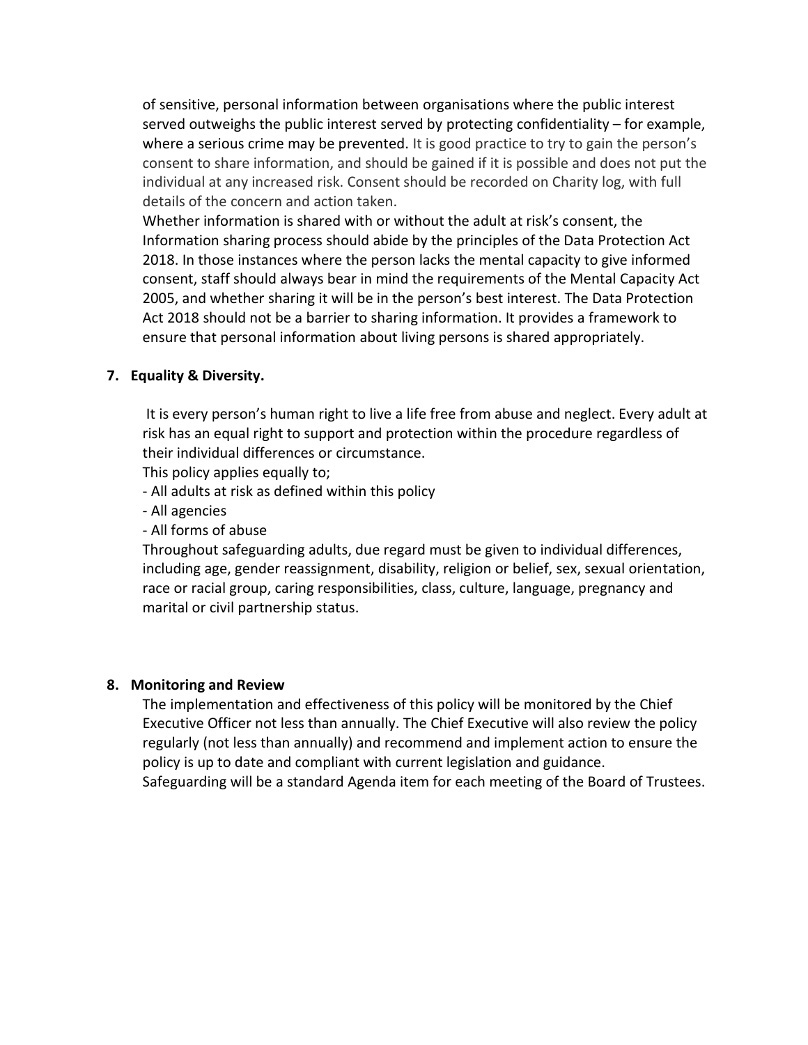of sensitive, personal information between organisations where the public interest served outweighs the public interest served by protecting confidentiality – for example, where a serious crime may be prevented. It is good practice to try to gain the person's consent to share information, and should be gained if it is possible and does not put the individual at any increased risk. Consent should be recorded on Charity log, with full details of the concern and action taken.

Whether information is shared with or without the adult at risk's consent, the Information sharing process should abide by the principles of the Data Protection Act 2018. In those instances where the person lacks the mental capacity to give informed consent, staff should always bear in mind the requirements of the Mental Capacity Act 2005, and whether sharing it will be in the person's best interest. The Data Protection Act 2018 should not be a barrier to sharing information. It provides a framework to ensure that personal information about living persons is shared appropriately.

## 7. Equality & Diversity.

It is every person's human right to live a life free from abuse and neglect. Every adult at risk has an equal right to support and protection within the procedure regardless of their individual differences or circumstance.

This policy applies equally to;

- All adults at risk as defined within this policy
- All agencies
- All forms of abuse

Throughout safeguarding adults, due regard must be given to individual differences, including age, gender reassignment, disability, religion or belief, sex, sexual orientation, race or racial group, caring responsibilities, class, culture, language, pregnancy and marital or civil partnership status.

## 8. Monitoring and Review

The implementation and effectiveness of this policy will be monitored by the Chief Executive Officer not less than annually. The Chief Executive will also review the policy regularly (not less than annually) and recommend and implement action to ensure the policy is up to date and compliant with current legislation and guidance.

Safeguarding will be a standard Agenda item for each meeting of the Board of Trustees.